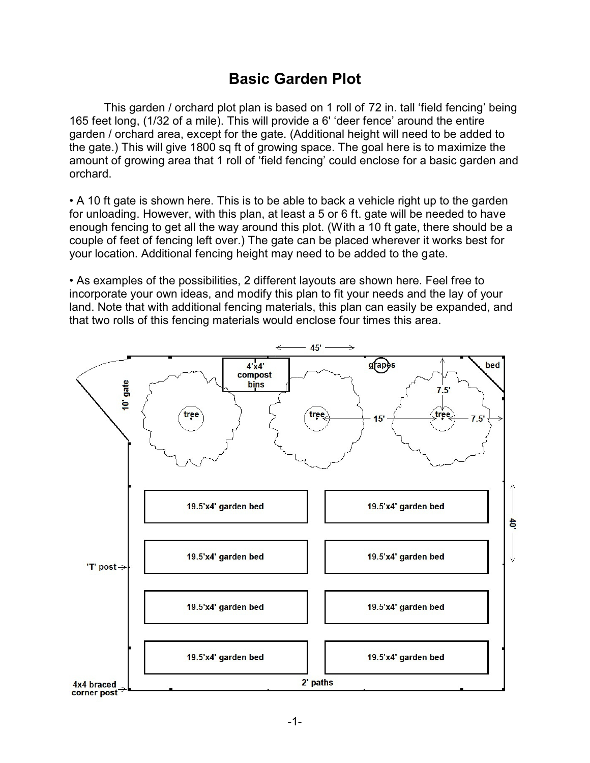# Basic Garden Plot

This garden / orchard plot plan is based on 1 roll of 72 in. tall 'field fencing' being 165 feet long, (1/32 of a mile). This will provide a 6' 'deer fence' around the entire garden / orchard area, except for the gate. (Additional height will need to be added to the gate.) This will give 1800 sq ft of growing space. The goal here is to maximize the amount of growing area that 1 roll of 'field fencing' could enclose for a basic garden and orchard.

• A 10 ft gate is shown here. This is to be able to back a vehicle right up to the garden for unloading. However, with this plan, at least a 5 or 6 ft. gate will be needed to have enough fencing to get all the way around this plot. (With a 10 ft gate, there should be a couple of feet of fencing left over.) The gate can be placed wherever it works best for your location. Additional fencing height may need to be added to the gate.

• As examples of the possibilities, 2 different layouts are shown here. Feel free to incorporate your own ideas, and modify this plan to fit your needs and the lay of your land. Note that with additional fencing materials, this plan can easily be expanded, and that two rolls of this fencing materials would enclose four times this area.

45'

10' gate

4'x4' compost bins

grapes

bed

7.5'

tree

tree

15'

tree

7.5'

19.5'x4' garden bed

19.5'x4' garden bed

19.5'x4' garden bed

19.5'x4' garden bed

19.5'x4' garden bed

19.5'x4' garden bed

19.5'x4' garden bed

19.5'x4' garden bed

40'

'T' post

4x4 braced corner post

2' paths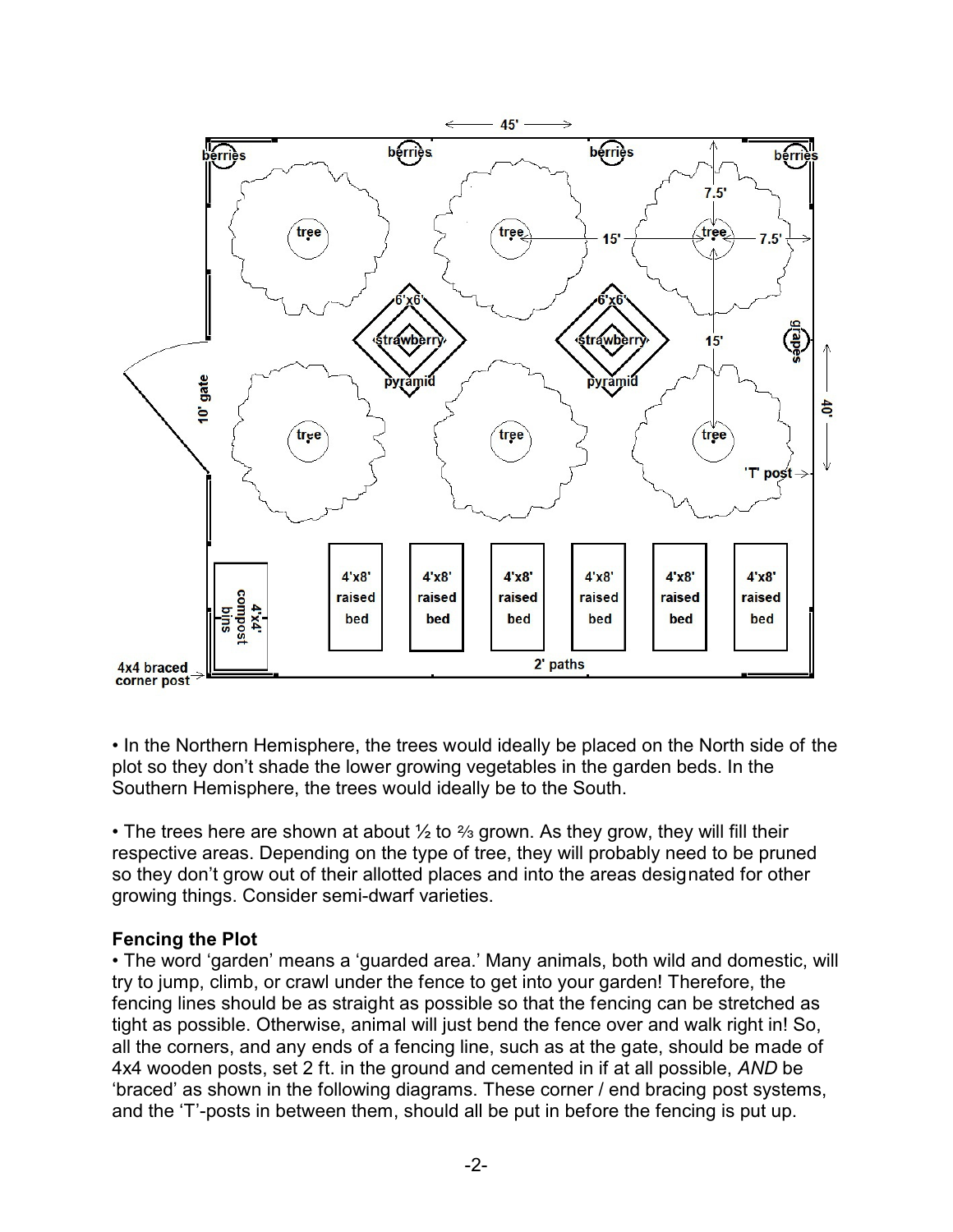• In the Northern Hemisphere, the trees would ideally be placed on the North side of the plot so they don't shade the lower growing vegetables in the garden beds. In the Southern Hemisphere, the trees would ideally be to the South.

• The trees here are shown at about ½ to ⅔ grown. As they grow, they will fill their respective areas. Depending on the type of tree, they will probably need to be pruned so they don't grow out of their allotted places and into the areas designated for other growing things. Consider semi-dwarf varieties.

### Fencing the Plot

• The word 'garden' means a 'guarded area.' Many animals, both wild and domestic, will try to jump, climb, or crawl under the fence to get into your garden! Therefore, the fencing lines should be as straight as possible so that the fencing can be stretched as tight as possible. Otherwise, animal will just bend the fence over and walk right in! So, all the corners, and any ends of a fencing line, such as at the gate, should be made of 4x4 wooden posts, set 2 ft. in the ground and cemented in if at all possible, *AND* be 'braced' as shown in the following diagrams. These corner / end bracing post systems, and the 'T'-posts in between them, should all be put in before the fencing is put up.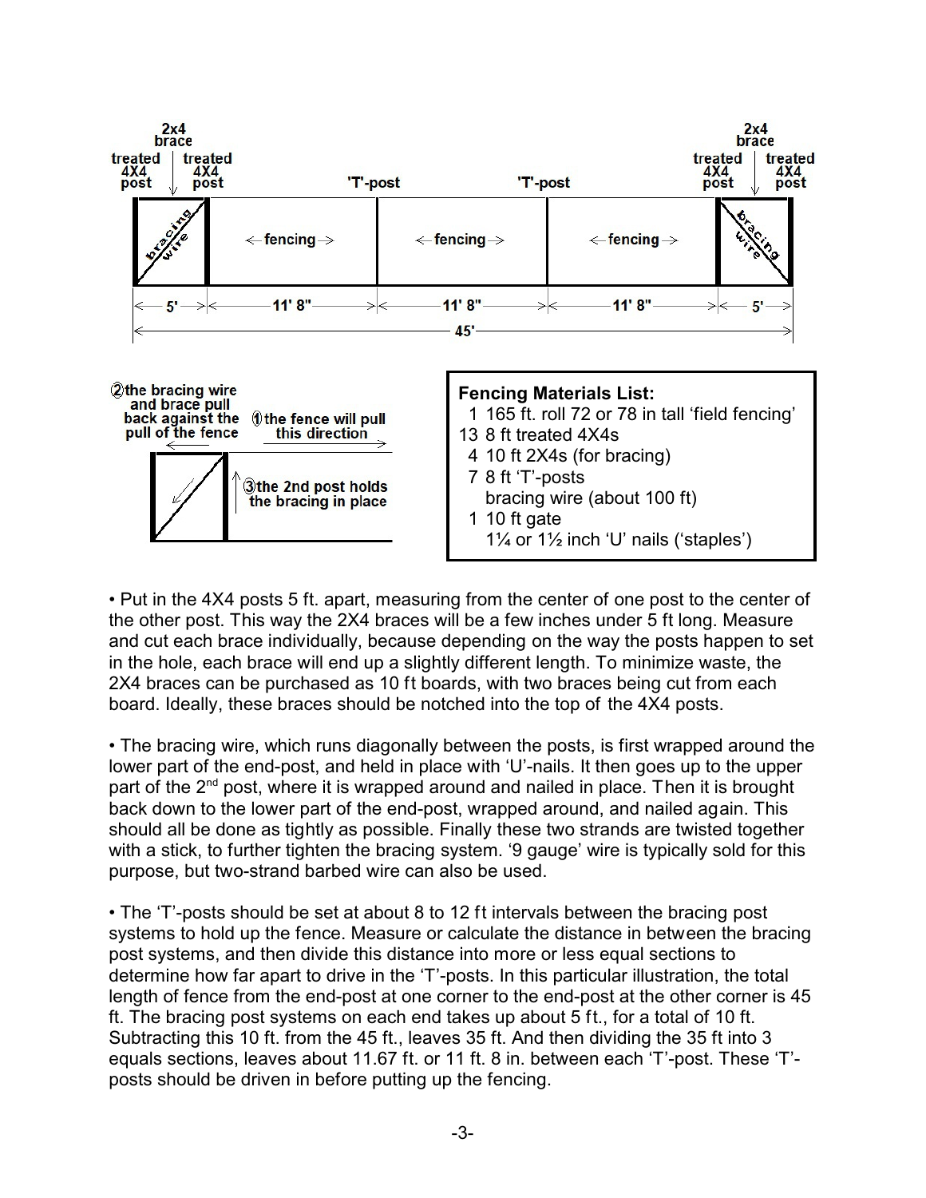2x4 brace | treated 4X4 post | treated 4X4 post | 'T'-post | 'T'-post | treated 4X4 post | treated 4X4 post | 2x4 brace

bracing wire | ←fencing→ | ←fencing→ | ←fencing→ | bracing wire

5' | 11' 8" | 11' 8" | 11' 8" | 5'

45'

②the bracing wire and brace pull back against the pull of the fence

①the fence will pull this direction

③the 2nd post holds the bracing in place

**Fencing Materials List:**

- 1 165 ft. roll 72 or 78 in tall 'field fencing'
- 13 8 ft treated 4X4s
- 4 10 ft 2X4s (for bracing)
- 7 8 ft 'T'-posts
- bracing wire (about 100 ft)
- 1 10 ft gate
- 1¼ or 1½ inch 'U' nails ('staples')

• Put in the 4X4 posts 5 ft. apart, measuring from the center of one post to the center of the other post. This way the 2X4 braces will be a few inches under 5 ft long. Measure and cut each brace individually, because depending on the way the posts happen to set in the hole, each brace will end up a slightly different length. To minimize waste, the 2X4 braces can be purchased as 10 ft boards, with two braces being cut from each board. Ideally, these braces should be notched into the top of the 4X4 posts.

• The bracing wire, which runs diagonally between the posts, is first wrapped around the lower part of the end-post, and held in place with 'U'-nails. It then goes up to the upper part of the 2nd post, where it is wrapped around and nailed in place. Then it is brought back down to the lower part of the end-post, wrapped around, and nailed again. This should all be done as tightly as possible. Finally these two strands are twisted together with a stick, to further tighten the bracing system. '9 gauge' wire is typically sold for this purpose, but two-strand barbed wire can also be used.

• The 'T'-posts should be set at about 8 to 12 ft intervals between the bracing post systems to hold up the fence. Measure or calculate the distance in between the bracing post systems, and then divide this distance into more or less equal sections to determine how far apart to drive in the 'T'-posts. In this particular illustration, the total length of fence from the end-post at one corner to the end-post at the other corner is 45 ft. The bracing post systems on each end takes up about 5 ft., for a total of 10 ft. Subtracting this 10 ft. from the 45 ft., leaves 35 ft. And then dividing the 35 ft into 3 equals sections, leaves about 11.67 ft. or 11 ft. 8 in. between each 'T'-post. These 'T'-posts should be driven in before putting up the fencing.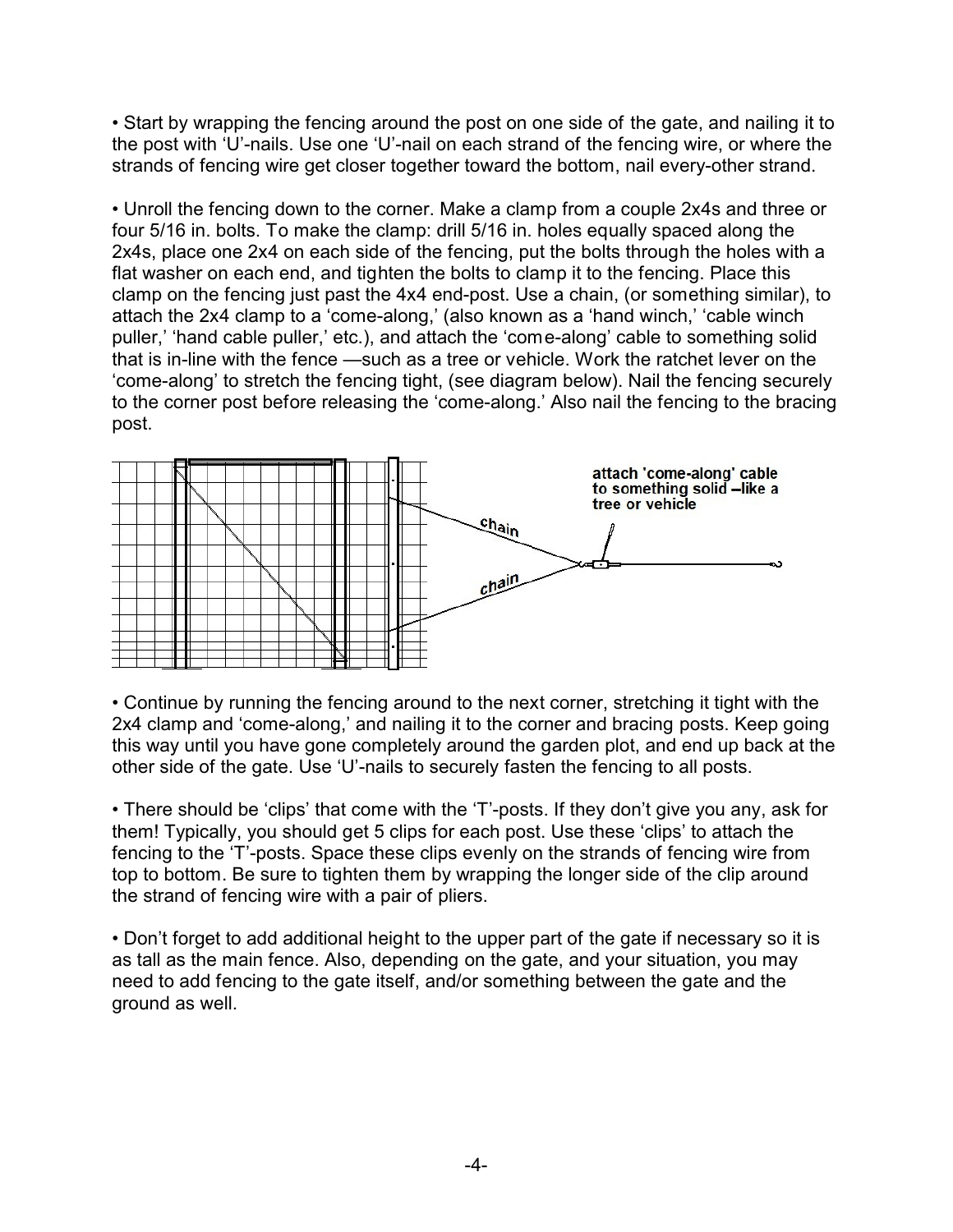• Start by wrapping the fencing around the post on one side of the gate, and nailing it to the post with ‘U’-nails. Use one ‘U’-nail on each strand of the fencing wire, or where the strands of fencing wire get closer together toward the bottom, nail every-other strand.

• Unroll the fencing down to the corner. Make a clamp from a couple 2x4s and three or four 5/16 in. bolts. To make the clamp: drill 5/16 in. holes equally spaced along the 2x4s, place one 2x4 on each side of the fencing, put the bolts through the holes with a flat washer on each end, and tighten the bolts to clamp it to the fencing. Place this clamp on the fencing just past the 4x4 end-post. Use a chain, (or something similar), to attach the 2x4 clamp to a ‘come-along,’ (also known as a ‘hand winch,’ ‘cable winch puller,’ ‘hand cable puller,’ etc.), and attach the ‘come-along’ cable to something solid that is in-line with the fence —such as a tree or vehicle. Work the ratchet lever on the ‘come-along’ to stretch the fencing tight, (see diagram below). Nail the fencing securely to the corner post before releasing the ‘come-along.’ Also nail the fencing to the bracing post.

chain

chain

attach 'come-along' cable to something solid –like a tree or vehicle

• Continue by running the fencing around to the next corner, stretching it tight with the 2x4 clamp and ‘come-along,’ and nailing it to the corner and bracing posts. Keep going this way until you have gone completely around the garden plot, and end up back at the other side of the gate. Use ‘U’-nails to securely fasten the fencing to all posts.

• There should be ‘clips’ that come with the ‘T’-posts. If they don’t give you any, ask for them! Typically, you should get 5 clips for each post. Use these ‘clips’ to attach the fencing to the ‘T’-posts. Space these clips evenly on the strands of fencing wire from top to bottom. Be sure to tighten them by wrapping the longer side of the clip around the strand of fencing wire with a pair of pliers.

• Don’t forget to add additional height to the upper part of the gate if necessary so it is as tall as the main fence. Also, depending on the gate, and your situation, you may need to add fencing to the gate itself, and/or something between the gate and the ground as well.